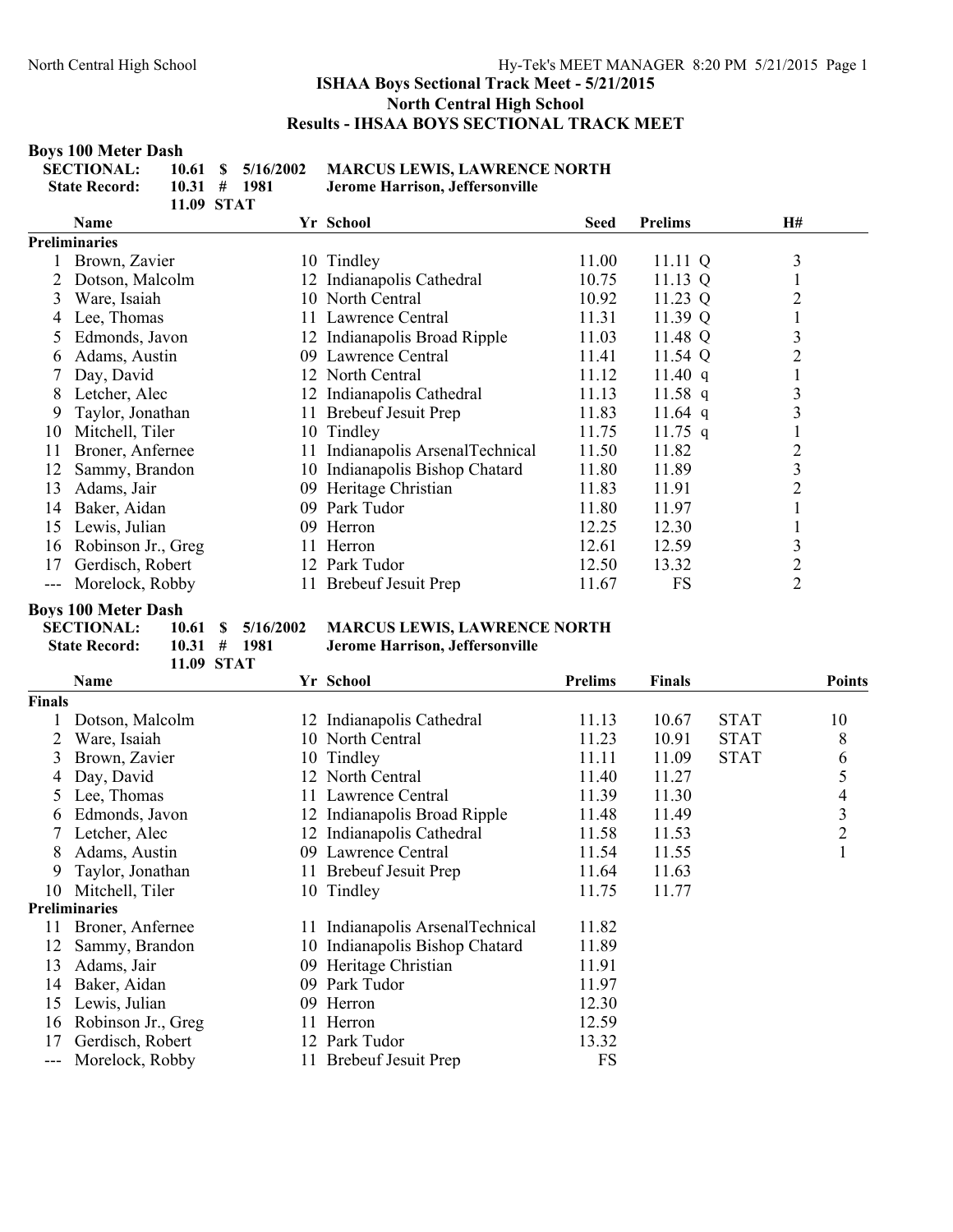# ISHAA Boys Sectional Track Meet - 5/21/2015

## North Central High School

## Results - IHSAA BOYS SECTIONAL TRACK MEET

### Boys 100 Meter Dash

**SECTIONAL:** 10.61 $ 5/16/2002 **MARCUS LEWIS, LAWRENCE NORTH**
**State Record:** 10.31 # 1981 **Jerome Harrison, Jeffersonville**
11.09 STAT

| | Name | Yr | School | Seed | Prelims | H# |
|---|---|---|---|---|---|---|
| **Preliminaries** | | | | | | |
| 1 | Brown, Zavier | 10 | Tindley | 11.00 | 11.11 Q | 3 |
| 2 | Dotson, Malcolm | 12 | Indianapolis Cathedral | 10.75 | 11.13 Q | 1 |
| 3 | Ware, Isaiah | 10 | North Central | 10.92 | 11.23 Q | 2 |
| 4 | Lee, Thomas | 11 | Lawrence Central | 11.31 | 11.39 Q | 1 |
| 5 | Edmonds, Javon | 12 | Indianapolis Broad Ripple | 11.03 | 11.48 Q | 3 |
| 6 | Adams, Austin | 09 | Lawrence Central | 11.41 | 11.54 Q | 2 |
| 7 | Day, David | 12 | North Central | 11.12 | 11.40 q | 1 |
| 8 | Letcher, Alec | 12 | Indianapolis Cathedral | 11.13 | 11.58 q | 3 |
| 9 | Taylor, Jonathan | 11 | Brebeuf Jesuit Prep | 11.83 | 11.64 q | 3 |
| 10 | Mitchell, Tiler | 10 | Tindley | 11.75 | 11.75 q | 1 |
| 11 | Broner, Anfernee | 11 | Indianapolis ArsenalTechnical | 11.50 | 11.82 | 2 |
| 12 | Sammy, Brandon | 10 | Indianapolis Bishop Chatard | 11.80 | 11.89 | 3 |
| 13 | Adams, Jair | 09 | Heritage Christian | 11.83 | 11.91 | 2 |
| 14 | Baker, Aidan | 09 | Park Tudor | 11.80 | 11.97 | 1 |
| 15 | Lewis, Julian | 09 | Herron | 12.25 | 12.30 | 1 |
| 16 | Robinson Jr., Greg | 11 | Herron | 12.61 | 12.59 | 3 |
| 17 | Gerdisch, Robert | 12 | Park Tudor | 12.50 | 13.32 | 2 |
| --- | Morelock, Robby | 11 | Brebeuf Jesuit Prep | 11.67 | FS | 2 |

### Boys 100 Meter Dash

**SECTIONAL:** 10.61 $ 5/16/2002 **MARCUS LEWIS, LAWRENCE NORTH**
**State Record:** 10.31 # 1981 **Jerome Harrison, Jeffersonville**
11.09 STAT

| | Name | Yr | School | Prelims | Finals | | Points |
|---|---|---|---|---|---|---|---|
| **Finals** | | | | | | | |
| 1 | Dotson, Malcolm | 12 | Indianapolis Cathedral | 11.13 | 10.67 | STAT | 10 |
| 2 | Ware, Isaiah | 10 | North Central | 11.23 | 10.91 | STAT | 8 |
| 3 | Brown, Zavier | 10 | Tindley | 11.11 | 11.09 | STAT | 6 |
| 4 | Day, David | 12 | North Central | 11.40 | 11.27 | | 5 |
| 5 | Lee, Thomas | 11 | Lawrence Central | 11.39 | 11.30 | | 4 |
| 6 | Edmonds, Javon | 12 | Indianapolis Broad Ripple | 11.48 | 11.49 | | 3 |
| 7 | Letcher, Alec | 12 | Indianapolis Cathedral | 11.58 | 11.53 | | 2 |
| 8 | Adams, Austin | 09 | Lawrence Central | 11.54 | 11.55 | | 1 |
| 9 | Taylor, Jonathan | 11 | Brebeuf Jesuit Prep | 11.64 | 11.63 | | |
| 10 | Mitchell, Tiler | 10 | Tindley | 11.75 | 11.77 | | |
| **Preliminaries** | | | | | | | |
| 11 | Broner, Anfernee | 11 | Indianapolis ArsenalTechnical | 11.82 | | | |
| 12 | Sammy, Brandon | 10 | Indianapolis Bishop Chatard | 11.89 | | | |
| 13 | Adams, Jair | 09 | Heritage Christian | 11.91 | | | |
| 14 | Baker, Aidan | 09 | Park Tudor | 11.97 | | | |
| 15 | Lewis, Julian | 09 | Herron | 12.30 | | | |
| 16 | Robinson Jr., Greg | 11 | Herron | 12.59 | | | |
| 17 | Gerdisch, Robert | 12 | Park Tudor | 13.32 | | | |
| --- | Morelock, Robby | 11 | Brebeuf Jesuit Prep | FS | | | |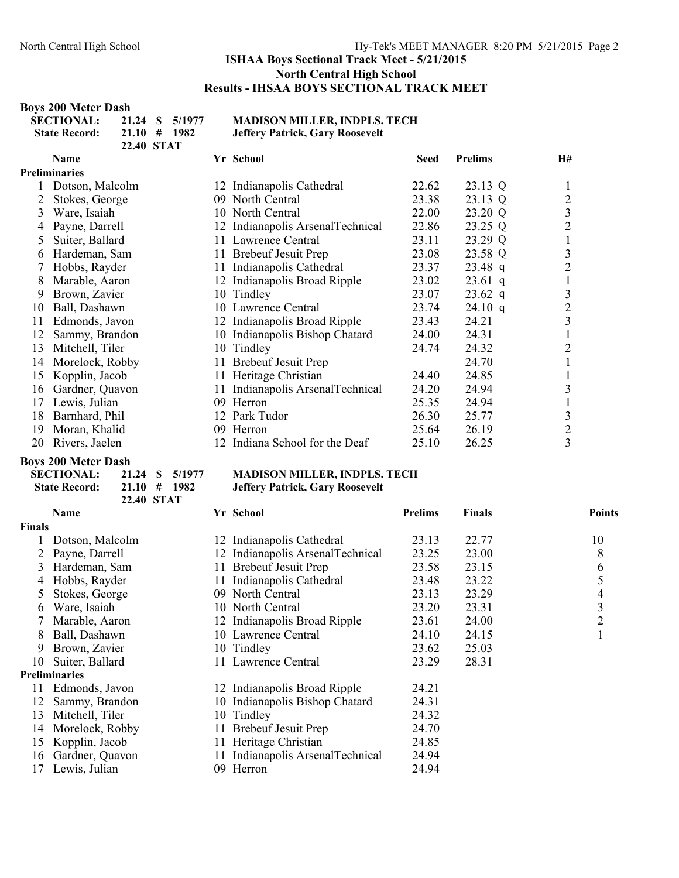# ISHAA Boys Sectional Track Meet - 5/21/2015

## North Central High School

## Results - IHSAA BOYS SECTIONAL TRACK MEET

### Boys 200 Meter Dash

| | | | | |
|---|---|---|---|---|
| **SECTIONAL:** | 21.24 | $ | 5/1977 | **MADISON MILLER, INDPLS. TECH** |
| **State Record:** | 21.10 | # | 1982 | **Jeffery Patrick, Gary Roosevelt** |
| | 22.40 | STAT | | |

| | Name | Yr | School | Seed | Prelims | H# |
|---|---|---|---|---|---|---|
| **Preliminaries** | | | | | | |
| 1 | Dotson, Malcolm | 12 | Indianapolis Cathedral | 22.62 | 23.13 Q | 1 |
| 2 | Stokes, George | 09 | North Central | 23.38 | 23.13 Q | 2 |
| 3 | Ware, Isaiah | 10 | North Central | 22.00 | 23.20 Q | 3 |
| 4 | Payne, Darrell | 12 | Indianapolis ArsenalTechnical | 22.86 | 23.25 Q | 2 |
| 5 | Suiter, Ballard | 11 | Lawrence Central | 23.11 | 23.29 Q | 1 |
| 6 | Hardeman, Sam | 11 | Brebeuf Jesuit Prep | 23.08 | 23.58 Q | 3 |
| 7 | Hobbs, Rayder | 11 | Indianapolis Cathedral | 23.37 | 23.48 q | 2 |
| 8 | Marable, Aaron | 12 | Indianapolis Broad Ripple | 23.02 | 23.61 q | 1 |
| 9 | Brown, Zavier | 10 | Tindley | 23.07 | 23.62 q | 3 |
| 10 | Ball, Dashawn | 10 | Lawrence Central | 23.74 | 24.10 q | 2 |
| 11 | Edmonds, Javon | 12 | Indianapolis Broad Ripple | 23.43 | 24.21 | 3 |
| 12 | Sammy, Brandon | 10 | Indianapolis Bishop Chatard | 24.00 | 24.31 | 1 |
| 13 | Mitchell, Tiler | 10 | Tindley | 24.74 | 24.32 | 2 |
| 14 | Morelock, Robby | 11 | Brebeuf Jesuit Prep | | 24.70 | 1 |
| 15 | Kopplin, Jacob | 11 | Heritage Christian | 24.40 | 24.85 | 1 |
| 16 | Gardner, Quavon | 11 | Indianapolis ArsenalTechnical | 24.20 | 24.94 | 3 |
| 17 | Lewis, Julian | 09 | Herron | 25.35 | 24.94 | 1 |
| 18 | Barnhard, Phil | 12 | Park Tudor | 26.30 | 25.77 | 3 |
| 19 | Moran, Khalid | 09 | Herron | 25.64 | 26.19 | 2 |
| 20 | Rivers, Jaelen | 12 | Indiana School for the Deaf | 25.10 | 26.25 | 3 |

### Boys 200 Meter Dash

| | | | | |
|---|---|---|---|---|
| **SECTIONAL:** | 21.24 | $ | 5/1977 | **MADISON MILLER, INDPLS. TECH** |
| **State Record:** | 21.10 | # | 1982 | **Jeffery Patrick, Gary Roosevelt** |
| | 22.40 | STAT | | |

| | Name | Yr | School | Prelims | Finals | Points |
|---|---|---|---|---|---|---|
| **Finals** | | | | | | |
| 1 | Dotson, Malcolm | 12 | Indianapolis Cathedral | 23.13 | 22.77 | 10 |
| 2 | Payne, Darrell | 12 | Indianapolis ArsenalTechnical | 23.25 | 23.00 | 8 |
| 3 | Hardeman, Sam | 11 | Brebeuf Jesuit Prep | 23.58 | 23.15 | 6 |
| 4 | Hobbs, Rayder | 11 | Indianapolis Cathedral | 23.48 | 23.22 | 5 |
| 5 | Stokes, George | 09 | North Central | 23.13 | 23.29 | 4 |
| 6 | Ware, Isaiah | 10 | North Central | 23.20 | 23.31 | 3 |
| 7 | Marable, Aaron | 12 | Indianapolis Broad Ripple | 23.61 | 24.00 | 2 |
| 8 | Ball, Dashawn | 10 | Lawrence Central | 24.10 | 24.15 | 1 |
| 9 | Brown, Zavier | 10 | Tindley | 23.62 | 25.03 | |
| 10 | Suiter, Ballard | 11 | Lawrence Central | 23.29 | 28.31 | |
| **Preliminaries** | | | | | | |
| 11 | Edmonds, Javon | 12 | Indianapolis Broad Ripple | 24.21 | | |
| 12 | Sammy, Brandon | 10 | Indianapolis Bishop Chatard | 24.31 | | |
| 13 | Mitchell, Tiler | 10 | Tindley | 24.32 | | |
| 14 | Morelock, Robby | 11 | Brebeuf Jesuit Prep | 24.70 | | |
| 15 | Kopplin, Jacob | 11 | Heritage Christian | 24.85 | | |
| 16 | Gardner, Quavon | 11 | Indianapolis ArsenalTechnical | 24.94 | | |
| 17 | Lewis, Julian | 09 | Herron | 24.94 | | |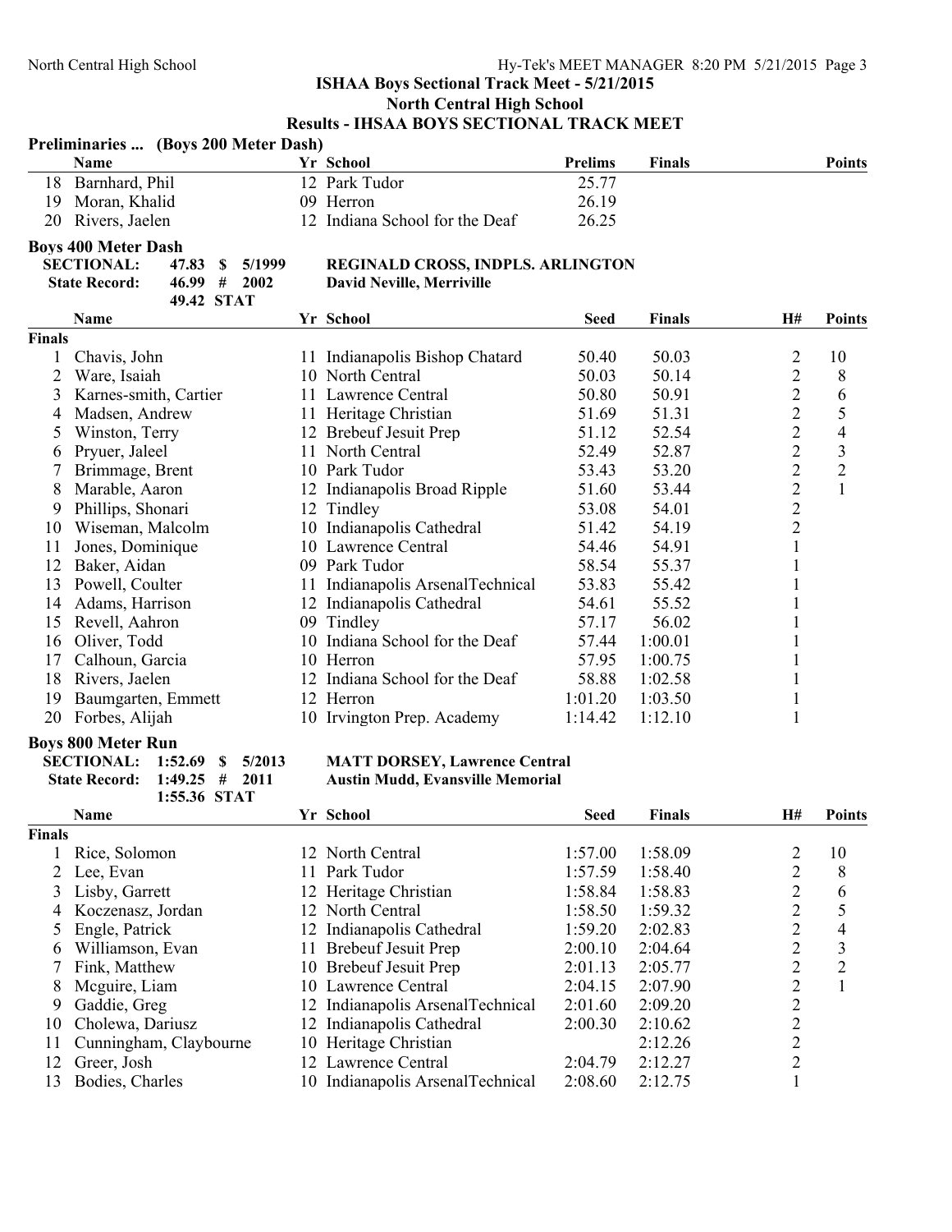## ISHAA Boys Sectional Track Meet - 5/21/2015
### North Central High School
### Results - IHSAA BOYS SECTIONAL TRACK MEET

**Preliminaries ... (Boys 200 Meter Dash)**

| | Name | Yr | School | Prelims | Finals | Points |
|---|---|---|---|---|---|---|
| 18 | Barnhard, Phil | 12 | Park Tudor | 25.77 | | |
| 19 | Moran, Khalid | 09 | Herron | 26.19 | | |
| 20 | Rivers, Jaelen | 12 | Indiana School for the Deaf | 26.25 | | |

**Boys 400 Meter Dash**

| | | | | |
|---|---|---|---|---|
| **SECTIONAL:** | 47.83 | $ | 5/1999 | **REGINALD CROSS, INDPLS. ARLINGTON** |
| **State Record:** | 46.99 | # | 2002 | **David Neville, Merriville** |
| | 49.42 | STAT | | |

| | Name | Yr | School | Seed | Finals | H# | Points |
|---|---|---|---|---|---|---|---|
| **Finals** | | | | | | | |
| 1 | Chavis, John | 11 | Indianapolis Bishop Chatard | 50.40 | 50.03 | 2 | 10 |
| 2 | Ware, Isaiah | 10 | North Central | 50.03 | 50.14 | 2 | 8 |
| 3 | Karnes-smith, Cartier | 11 | Lawrence Central | 50.80 | 50.91 | 2 | 6 |
| 4 | Madsen, Andrew | 11 | Heritage Christian | 51.69 | 51.31 | 2 | 5 |
| 5 | Winston, Terry | 12 | Brebeuf Jesuit Prep | 51.12 | 52.54 | 2 | 4 |
| 6 | Pryuer, Jaleel | 11 | North Central | 52.49 | 52.87 | 2 | 3 |
| 7 | Brimmage, Brent | 10 | Park Tudor | 53.43 | 53.20 | 2 | 2 |
| 8 | Marable, Aaron | 12 | Indianapolis Broad Ripple | 51.60 | 53.44 | 2 | 1 |
| 9 | Phillips, Shonari | 12 | Tindley | 53.08 | 54.01 | 2 | |
| 10 | Wiseman, Malcolm | 10 | Indianapolis Cathedral | 51.42 | 54.19 | 2 | |
| 11 | Jones, Dominique | 10 | Lawrence Central | 54.46 | 54.91 | 1 | |
| 12 | Baker, Aidan | 09 | Park Tudor | 58.54 | 55.37 | 1 | |
| 13 | Powell, Coulter | 11 | Indianapolis ArsenalTechnical | 53.83 | 55.42 | 1 | |
| 14 | Adams, Harrison | 12 | Indianapolis Cathedral | 54.61 | 55.52 | 1 | |
| 15 | Revell, Aahron | 09 | Tindley | 57.17 | 56.02 | 1 | |
| 16 | Oliver, Todd | 10 | Indiana School for the Deaf | 57.44 | 1:00.01 | 1 | |
| 17 | Calhoun, Garcia | 10 | Herron | 57.95 | 1:00.75 | 1 | |
| 18 | Rivers, Jaelen | 12 | Indiana School for the Deaf | 58.88 | 1:02.58 | 1 | |
| 19 | Baumgarten, Emmett | 12 | Herron | 1:01.20 | 1:03.50 | 1 | |
| 20 | Forbes, Alijah | 10 | Irvington Prep. Academy | 1:14.42 | 1:12.10 | 1 | |

**Boys 800 Meter Run**

| | | | | |
|---|---|---|---|---|
| **SECTIONAL:** | 1:52.69 | $ | 5/2013 | **MATT DORSEY, Lawrence Central** |
| **State Record:** | 1:49.25 | # | 2011 | **Austin Mudd, Evansville Memorial** |
| | 1:55.36 | STAT | | |

| | Name | Yr | School | Seed | Finals | H# | Points |
|---|---|---|---|---|---|---|---|
| **Finals** | | | | | | | |
| 1 | Rice, Solomon | 12 | North Central | 1:57.00 | 1:58.09 | 2 | 10 |
| 2 | Lee, Evan | 11 | Park Tudor | 1:57.59 | 1:58.40 | 2 | 8 |
| 3 | Lisby, Garrett | 12 | Heritage Christian | 1:58.84 | 1:58.83 | 2 | 6 |
| 4 | Koczenasz, Jordan | 12 | North Central | 1:58.50 | 1:59.32 | 2 | 5 |
| 5 | Engle, Patrick | 12 | Indianapolis Cathedral | 1:59.20 | 2:02.83 | 2 | 4 |
| 6 | Williamson, Evan | 11 | Brebeuf Jesuit Prep | 2:00.10 | 2:04.64 | 2 | 3 |
| 7 | Fink, Matthew | 10 | Brebeuf Jesuit Prep | 2:01.13 | 2:05.77 | 2 | 2 |
| 8 | Mcguire, Liam | 10 | Lawrence Central | 2:04.15 | 2:07.90 | 2 | 1 |
| 9 | Gaddie, Greg | 12 | Indianapolis ArsenalTechnical | 2:01.60 | 2:09.20 | 2 | |
| 10 | Cholewa, Dariusz | 12 | Indianapolis Cathedral | 2:00.30 | 2:10.62 | 2 | |
| 11 | Cunningham, Claybourne | 10 | Heritage Christian | | 2:12.26 | 2 | |
| 12 | Greer, Josh | 12 | Lawrence Central | 2:04.79 | 2:12.27 | 2 | |
| 13 | Bodies, Charles | 10 | Indianapolis ArsenalTechnical | 2:08.60 | 2:12.75 | 1 | |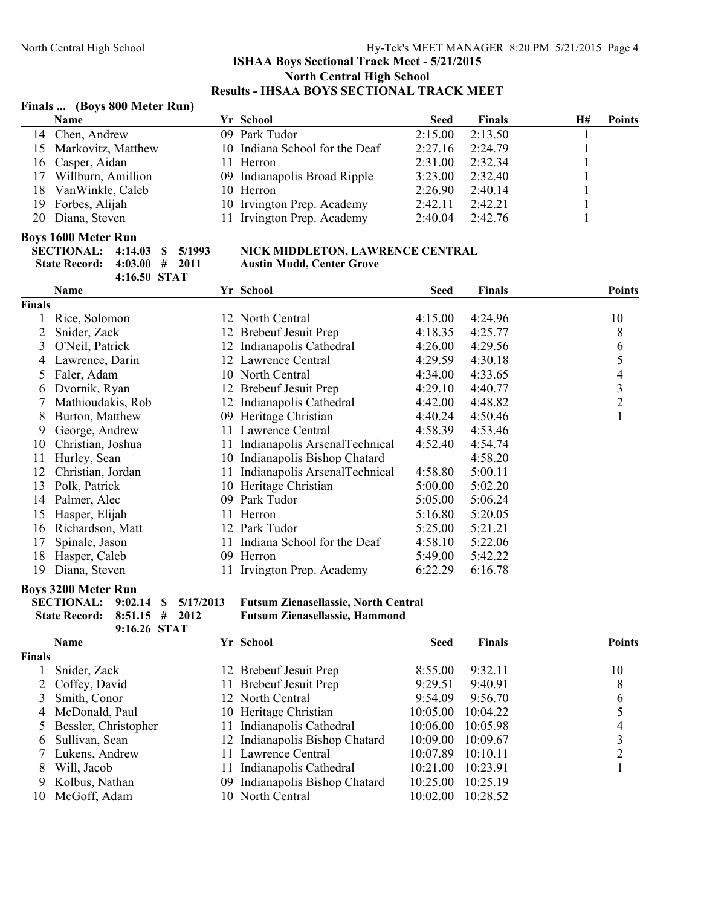## ISHAA Boys Sectional Track Meet - 5/21/2015
## North Central High School
## Results - IHSAA BOYS SECTIONAL TRACK MEET

### Finals ... (Boys 800 Meter Run)

| | Name | Yr | School | Seed | Finals | H# | Points |
|---|---|---|---|---|---|---|---|
| 14 | Chen, Andrew | 09 | Park Tudor | 2:15.00 | 2:13.50 | 1 | |
| 15 | Markovitz, Matthew | 10 | Indiana School for the Deaf | 2:27.16 | 2:24.79 | 1 | |
| 16 | Casper, Aidan | 11 | Herron | 2:31.00 | 2:32.34 | 1 | |
| 17 | Willburn, Amillion | 09 | Indianapolis Broad Ripple | 3:23.00 | 2:32.40 | 1 | |
| 18 | VanWinkle, Caleb | 10 | Herron | 2:26.90 | 2:40.14 | 1 | |
| 19 | Forbes, Alijah | 10 | Irvington Prep. Academy | 2:42.11 | 2:42.21 | 1 | |
| 20 | Diana, Steven | 11 | Irvington Prep. Academy | 2:40.04 | 2:42.76 | 1 | |

### Boys 1600 Meter Run

**SECTIONAL: 4:14.03 $ 5/1993 — NICK MIDDLETON, LAWRENCE CENTRAL**
**State Record: 4:03.00 # 2011 — Austin Mudd, Center Grove**
**4:16.50 STAT**

**Finals**

| | Name | Yr | School | Seed | Finals | Points |
|---|---|---|---|---|---|---|
| 1 | Rice, Solomon | 12 | North Central | 4:15.00 | 4:24.96 | 10 |
| 2 | Snider, Zack | 12 | Brebeuf Jesuit Prep | 4:18.35 | 4:25.77 | 8 |
| 3 | O'Neil, Patrick | 12 | Indianapolis Cathedral | 4:26.00 | 4:29.56 | 6 |
| 4 | Lawrence, Darin | 12 | Lawrence Central | 4:29.59 | 4:30.18 | 5 |
| 5 | Faler, Adam | 10 | North Central | 4:34.00 | 4:33.65 | 4 |
| 6 | Dvornik, Ryan | 12 | Brebeuf Jesuit Prep | 4:29.10 | 4:40.77 | 3 |
| 7 | Mathioudakis, Rob | 12 | Indianapolis Cathedral | 4:42.00 | 4:48.82 | 2 |
| 8 | Burton, Matthew | 09 | Heritage Christian | 4:40.24 | 4:50.46 | 1 |
| 9 | George, Andrew | 11 | Lawrence Central | 4:58.39 | 4:53.46 | |
| 10 | Christian, Joshua | 11 | Indianapolis ArsenalTechnical | 4:52.40 | 4:54.74 | |
| 11 | Hurley, Sean | 10 | Indianapolis Bishop Chatard | | 4:58.20 | |
| 12 | Christian, Jordan | 11 | Indianapolis ArsenalTechnical | 4:58.80 | 5:00.11 | |
| 13 | Polk, Patrick | 10 | Heritage Christian | 5:00.00 | 5:02.20 | |
| 14 | Palmer, Alec | 09 | Park Tudor | 5:05.00 | 5:06.24 | |
| 15 | Hasper, Elijah | 11 | Herron | 5:16.80 | 5:20.05 | |
| 16 | Richardson, Matt | 12 | Park Tudor | 5:25.00 | 5:21.21 | |
| 17 | Spinale, Jason | 11 | Indiana School for the Deaf | 4:58.10 | 5:22.06 | |
| 18 | Hasper, Caleb | 09 | Herron | 5:49.00 | 5:42.22 | |
| 19 | Diana, Steven | 11 | Irvington Prep. Academy | 6:22.29 | 6:16.78 | |

### Boys 3200 Meter Run

**SECTIONAL: 9:02.14 $ 5/17/2013 — Futsum Zienasellassie, North Central**
**State Record: 8:51.15 # 2012 — Futsum Zienasellassie, Hammond**
**9:16.26 STAT**

**Finals**

| | Name | Yr | School | Seed | Finals | Points |
|---|---|---|---|---|---|---|
| 1 | Snider, Zack | 12 | Brebeuf Jesuit Prep | 8:55.00 | 9:32.11 | 10 |
| 2 | Coffey, David | 11 | Brebeuf Jesuit Prep | 9:29.51 | 9:40.91 | 8 |
| 3 | Smith, Conor | 12 | North Central | 9:54.09 | 9:56.70 | 6 |
| 4 | McDonald, Paul | 10 | Heritage Christian | 10:05.00 | 10:04.22 | 5 |
| 5 | Bessler, Christopher | 11 | Indianapolis Cathedral | 10:06.00 | 10:05.98 | 4 |
| 6 | Sullivan, Sean | 12 | Indianapolis Bishop Chatard | 10:09.00 | 10:09.67 | 3 |
| 7 | Lukens, Andrew | 11 | Lawrence Central | 10:07.89 | 10:10.11 | 2 |
| 8 | Will, Jacob | 11 | Indianapolis Cathedral | 10:21.00 | 10:23.91 | 1 |
| 9 | Kolbus, Nathan | 09 | Indianapolis Bishop Chatard | 10:25.00 | 10:25.19 | |
| 10 | McGoff, Adam | 10 | North Central | 10:02.00 | 10:28.52 | |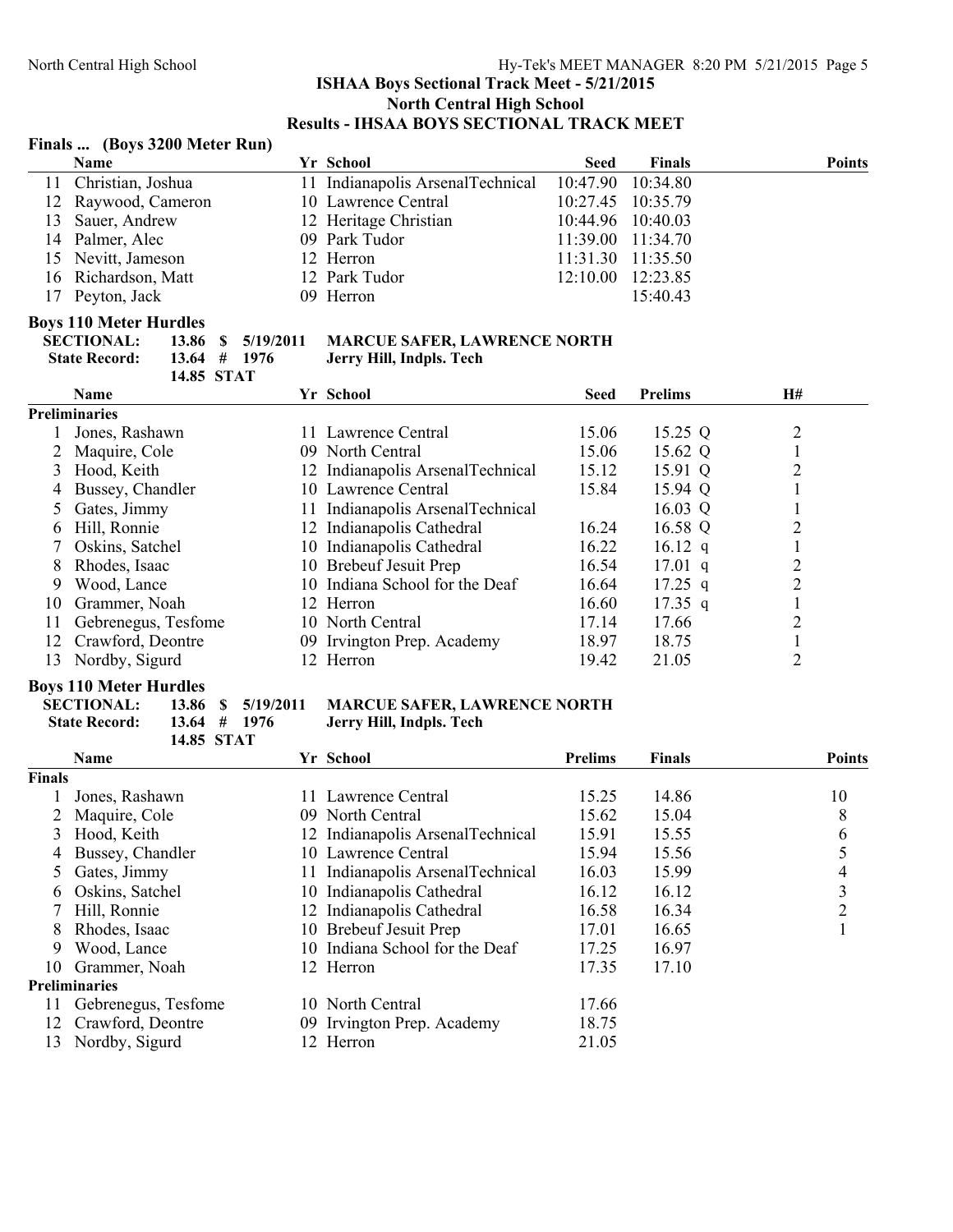# ISHAA Boys Sectional Track Meet - 5/21/2015

## North Central High School

## Results - IHSAA BOYS SECTIONAL TRACK MEET

### Finals ... (Boys 3200 Meter Run)

| | Name | Yr | School | Seed | Finals | Points |
|---|---|---|---|---|---|---|
| 11 | Christian, Joshua | 11 | Indianapolis ArsenalTechnical | 10:47.90 | 10:34.80 | |
| 12 | Raywood, Cameron | 10 | Lawrence Central | 10:27.45 | 10:35.79 | |
| 13 | Sauer, Andrew | 12 | Heritage Christian | 10:44.96 | 10:40.03 | |
| 14 | Palmer, Alec | 09 | Park Tudor | 11:39.00 | 11:34.70 | |
| 15 | Nevitt, Jameson | 12 | Herron | 11:31.30 | 11:35.50 | |
| 16 | Richardson, Matt | 12 | Park Tudor | 12:10.00 | 12:23.85 | |
| 17 | Peyton, Jack | 09 | Herron | | 15:40.43 | |

### Boys 110 Meter Hurdles

**SECTIONAL:** 13.86 $ 5/19/2011 **MARCUE SAFER, LAWRENCE NORTH**
**State Record:** 13.64 # 1976 **Jerry Hill, Indpls. Tech**
14.85 STAT

| | Name | Yr | School | Seed | Prelims | H# |
|---|---|---|---|---|---|---|
| **Preliminaries** | | | | | | |
| 1 | Jones, Rashawn | 11 | Lawrence Central | 15.06 | 15.25 Q | 2 |
| 2 | Maquire, Cole | 09 | North Central | 15.06 | 15.62 Q | 1 |
| 3 | Hood, Keith | 12 | Indianapolis ArsenalTechnical | 15.12 | 15.91 Q | 2 |
| 4 | Bussey, Chandler | 10 | Lawrence Central | 15.84 | 15.94 Q | 1 |
| 5 | Gates, Jimmy | 11 | Indianapolis ArsenalTechnical | | 16.03 Q | 1 |
| 6 | Hill, Ronnie | 12 | Indianapolis Cathedral | 16.24 | 16.58 Q | 2 |
| 7 | Oskins, Satchel | 10 | Indianapolis Cathedral | 16.22 | 16.12 q | 1 |
| 8 | Rhodes, Isaac | 10 | Brebeuf Jesuit Prep | 16.54 | 17.01 q | 2 |
| 9 | Wood, Lance | 10 | Indiana School for the Deaf | 16.64 | 17.25 q | 2 |
| 10 | Grammer, Noah | 12 | Herron | 16.60 | 17.35 q | 1 |
| 11 | Gebrenegus, Tesfome | 10 | North Central | 17.14 | 17.66 | 2 |
| 12 | Crawford, Deontre | 09 | Irvington Prep. Academy | 18.97 | 18.75 | 1 |
| 13 | Nordby, Sigurd | 12 | Herron | 19.42 | 21.05 | 2 |

### Boys 110 Meter Hurdles

**SECTIONAL:** 13.86 $ 5/19/2011 **MARCUE SAFER, LAWRENCE NORTH**
**State Record:** 13.64 # 1976 **Jerry Hill, Indpls. Tech**
14.85 STAT

| | Name | Yr | School | Prelims | Finals | Points |
|---|---|---|---|---|---|---|
| **Finals** | | | | | | |
| 1 | Jones, Rashawn | 11 | Lawrence Central | 15.25 | 14.86 | 10 |
| 2 | Maquire, Cole | 09 | North Central | 15.62 | 15.04 | 8 |
| 3 | Hood, Keith | 12 | Indianapolis ArsenalTechnical | 15.91 | 15.55 | 6 |
| 4 | Bussey, Chandler | 10 | Lawrence Central | 15.94 | 15.56 | 5 |
| 5 | Gates, Jimmy | 11 | Indianapolis ArsenalTechnical | 16.03 | 15.99 | 4 |
| 6 | Oskins, Satchel | 10 | Indianapolis Cathedral | 16.12 | 16.12 | 3 |
| 7 | Hill, Ronnie | 12 | Indianapolis Cathedral | 16.58 | 16.34 | 2 |
| 8 | Rhodes, Isaac | 10 | Brebeuf Jesuit Prep | 17.01 | 16.65 | 1 |
| 9 | Wood, Lance | 10 | Indiana School for the Deaf | 17.25 | 16.97 | |
| 10 | Grammer, Noah | 12 | Herron | 17.35 | 17.10 | |
| **Preliminaries** | | | | | | |
| 11 | Gebrenegus, Tesfome | 10 | North Central | 17.66 | | |
| 12 | Crawford, Deontre | 09 | Irvington Prep. Academy | 18.75 | | |
| 13 | Nordby, Sigurd | 12 | Herron | 21.05 | | |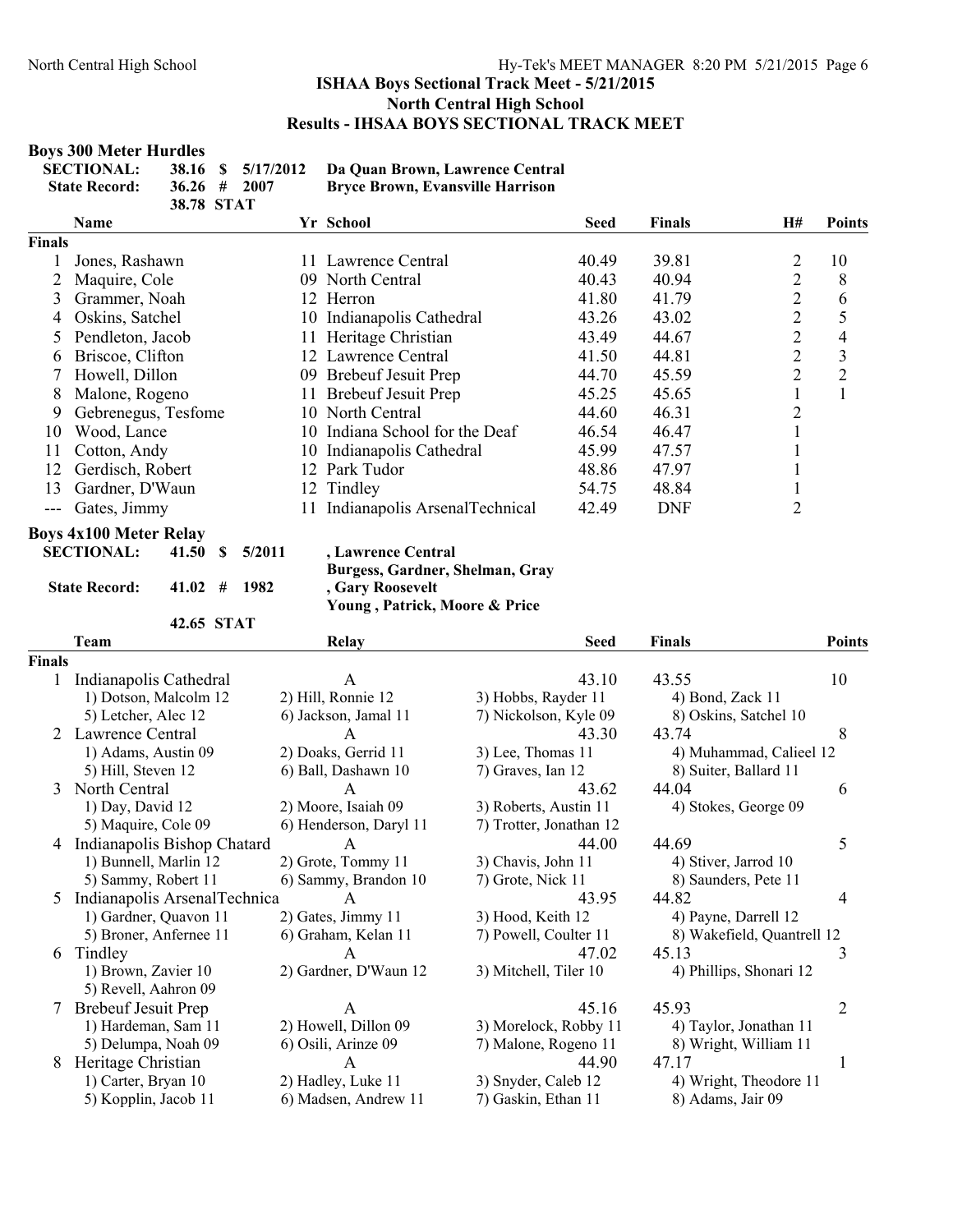## ISHAA Boys Sectional Track Meet - 5/21/2015
### North Central High School
### Results - IHSAA BOYS SECTIONAL TRACK MEET

**Boys 300 Meter Hurdles**

| | | | | |
|---|---|---|---|---|
| **SECTIONAL:** | 38.16 | $ | 5/17/2012 | Da Quan Brown, Lawrence Central |
| **State Record:** | 36.26 | # | 2007 | Bryce Brown, Evansville Harrison |
| | 38.78 | STAT | | |

| | Name | Yr | School | Seed | Finals | H# | Points |
|---|---|---|---|---|---|---|---|
| **Finals** | | | | | | | |
| 1 | Jones, Rashawn | 11 | Lawrence Central | 40.49 | 39.81 | 2 | 10 |
| 2 | Maquire, Cole | 09 | North Central | 40.43 | 40.94 | 2 | 8 |
| 3 | Grammer, Noah | 12 | Herron | 41.80 | 41.79 | 2 | 6 |
| 4 | Oskins, Satchel | 10 | Indianapolis Cathedral | 43.26 | 43.02 | 2 | 5 |
| 5 | Pendleton, Jacob | 11 | Heritage Christian | 43.49 | 44.67 | 2 | 4 |
| 6 | Briscoe, Clifton | 12 | Lawrence Central | 41.50 | 44.81 | 2 | 3 |
| 7 | Howell, Dillon | 09 | Brebeuf Jesuit Prep | 44.70 | 45.59 | 2 | 2 |
| 8 | Malone, Rogeno | 11 | Brebeuf Jesuit Prep | 45.25 | 45.65 | 1 | 1 |
| 9 | Gebrenegus, Tesfome | 10 | North Central | 44.60 | 46.31 | 2 | |
| 10 | Wood, Lance | 10 | Indiana School for the Deaf | 46.54 | 46.47 | 1 | |
| 11 | Cotton, Andy | 10 | Indianapolis Cathedral | 45.99 | 47.57 | 1 | |
| 12 | Gerdisch, Robert | 12 | Park Tudor | 48.86 | 47.97 | 1 | |
| 13 | Gardner, D'Waun | 12 | Tindley | 54.75 | 48.84 | 1 | |
| --- | Gates, Jimmy | 11 | Indianapolis ArsenalTechnical | 42.49 | DNF | 2 | |

**Boys 4x100 Meter Relay**

| | | | | |
|---|---|---|---|---|
| **SECTIONAL:** | 41.50 | $ | 5/2011 | , Lawrence Central<br>Burgess, Gardner, Shelman, Gray |
| **State Record:** | 41.02 | # | 1982 | , Gary Roosevelt<br>Young , Patrick, Moore & Price |
| | 42.65 | STAT | | |

| | Team | Relay | Seed | Finals | Points |
|---|---|---|---|---|---|
| **Finals** | | | | | |
| 1 | Indianapolis Cathedral | A | 43.10 | 43.55 | 10 |
| | 1) Dotson, Malcolm 12; 2) Hill, Ronnie 12; 3) Hobbs, Rayder 11; 4) Bond, Zack 11; 5) Letcher, Alec 12; 6) Jackson, Jamal 11; 7) Nickolson, Kyle 09; 8) Oskins, Satchel 10 | | | | |
| 2 | Lawrence Central | A | 43.30 | 43.74 | 8 |
| | 1) Adams, Austin 09; 2) Doaks, Gerrid 11; 3) Lee, Thomas 11; 4) Muhammad, Calieel 12; 5) Hill, Steven 12; 6) Ball, Dashawn 10; 7) Graves, Ian 12; 8) Suiter, Ballard 11 | | | | |
| 3 | North Central | A | 43.62 | 44.04 | 6 |
| | 1) Day, David 12; 2) Moore, Isaiah 09; 3) Roberts, Austin 11; 4) Stokes, George 09; 5) Maquire, Cole 09; 6) Henderson, Daryl 11; 7) Trotter, Jonathan 12 | | | | |
| 4 | Indianapolis Bishop Chatard | A | 44.00 | 44.69 | 5 |
| | 1) Bunnell, Marlin 12; 2) Grote, Tommy 11; 3) Chavis, John 11; 4) Stiver, Jarrod 10; 5) Sammy, Robert 11; 6) Sammy, Brandon 10; 7) Grote, Nick 11; 8) Saunders, Pete 11 | | | | |
| 5 | Indianapolis ArsenalTechnica | A | 43.95 | 44.82 | 4 |
| | 1) Gardner, Quavon 11; 2) Gates, Jimmy 11; 3) Hood, Keith 12; 4) Payne, Darrell 12; 5) Broner, Anfernee 11; 6) Graham, Kelan 11; 7) Powell, Coulter 11; 8) Wakefield, Quantrell 12 | | | | |
| 6 | Tindley | A | 47.02 | 45.13 | 3 |
| | 1) Brown, Zavier 10; 2) Gardner, D'Waun 12; 3) Mitchell, Tiler 10; 4) Phillips, Shonari 12; 5) Revell, Aahron 09 | | | | |
| 7 | Brebeuf Jesuit Prep | A | 45.16 | 45.93 | 2 |
| | 1) Hardeman, Sam 11; 2) Howell, Dillon 09; 3) Morelock, Robby 11; 4) Taylor, Jonathan 11; 5) Delumpa, Noah 09; 6) Osili, Arinze 09; 7) Malone, Rogeno 11; 8) Wright, William 11 | | | | |
| 8 | Heritage Christian | A | 44.90 | 47.17 | 1 |
| | 1) Carter, Bryan 10; 2) Hadley, Luke 11; 3) Snyder, Caleb 12; 4) Wright, Theodore 11; 5) Kopplin, Jacob 11; 6) Madsen, Andrew 11; 7) Gaskin, Ethan 11; 8) Adams, Jair 09 | | | | |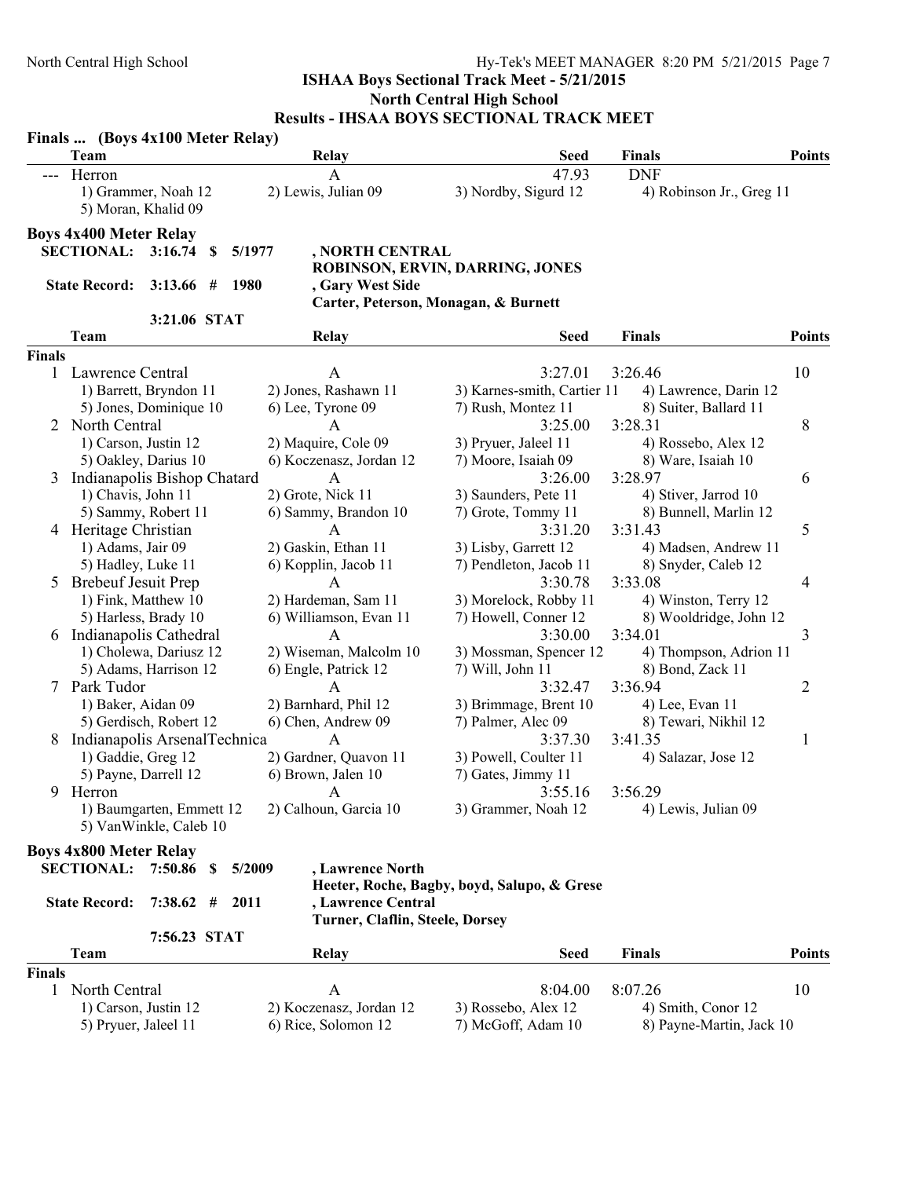## ISHAA Boys Sectional Track Meet - 5/21/2015

### North Central High School

### Results - IHSAA BOYS SECTIONAL TRACK MEET

**Finals ... (Boys 4x100 Meter Relay)**

| | Team | Relay | Seed | Finals | Points |
|---|---|---|---|---|---|
| --- | Herron | A | 47.93 | DNF | |
| | 1) Grammer, Noah 12 | 2) Lewis, Julian 09 | 3) Nordby, Sigurd 12 | 4) Robinson Jr., Greg 11 | |
| | 5) Moran, Khalid 09 | | | | |

**Boys 4x400 Meter Relay**

SECTIONAL: 3:16.74 $ 5/1977 , NORTH CENTRAL
ROBINSON, ERVIN, DARRING, JONES

State Record: 3:13.66 # 1980 , Gary West Side
Carter, Peterson, Monagan, & Burnett

3:21.06 STAT

| | Team | Relay | Seed | Finals | Points |
|---|---|---|---|---|---|
| **Finals** | | | | | |
| 1 | Lawrence Central | A | 3:27.01 | 3:26.46 | 10 |
| | 1) Barrett, Bryndon 11 | 2) Jones, Rashawn 11 | 3) Karnes-smith, Cartier 11 | 4) Lawrence, Darin 12 | |
| | 5) Jones, Dominique 10 | 6) Lee, Tyrone 09 | 7) Rush, Montez 11 | 8) Suiter, Ballard 11 | |
| 2 | North Central | A | 3:25.00 | 3:28.31 | 8 |
| | 1) Carson, Justin 12 | 2) Maquire, Cole 09 | 3) Pryuer, Jaleel 11 | 4) Rossebo, Alex 12 | |
| | 5) Oakley, Darius 10 | 6) Koczenasz, Jordan 12 | 7) Moore, Isaiah 09 | 8) Ware, Isaiah 10 | |
| 3 | Indianapolis Bishop Chatard | A | 3:26.00 | 3:28.97 | 6 |
| | 1) Chavis, John 11 | 2) Grote, Nick 11 | 3) Saunders, Pete 11 | 4) Stiver, Jarrod 10 | |
| | 5) Sammy, Robert 11 | 6) Sammy, Brandon 10 | 7) Grote, Tommy 11 | 8) Bunnell, Marlin 12 | |
| 4 | Heritage Christian | A | 3:31.20 | 3:31.43 | 5 |
| | 1) Adams, Jair 09 | 2) Gaskin, Ethan 11 | 3) Lisby, Garrett 12 | 4) Madsen, Andrew 11 | |
| | 5) Hadley, Luke 11 | 6) Kopplin, Jacob 11 | 7) Pendleton, Jacob 11 | 8) Snyder, Caleb 12 | |
| 5 | Brebeuf Jesuit Prep | A | 3:30.78 | 3:33.08 | 4 |
| | 1) Fink, Matthew 10 | 2) Hardeman, Sam 11 | 3) Morelock, Robby 11 | 4) Winston, Terry 12 | |
| | 5) Harless, Brady 10 | 6) Williamson, Evan 11 | 7) Howell, Conner 12 | 8) Wooldridge, John 12 | |
| 6 | Indianapolis Cathedral | A | 3:30.00 | 3:34.01 | 3 |
| | 1) Cholewa, Dariusz 12 | 2) Wiseman, Malcolm 10 | 3) Mossman, Spencer 12 | 4) Thompson, Adrion 11 | |
| | 5) Adams, Harrison 12 | 6) Engle, Patrick 12 | 7) Will, John 11 | 8) Bond, Zack 11 | |
| 7 | Park Tudor | A | 3:32.47 | 3:36.94 | 2 |
| | 1) Baker, Aidan 09 | 2) Barnhard, Phil 12 | 3) Brimmage, Brent 10 | 4) Lee, Evan 11 | |
| | 5) Gerdisch, Robert 12 | 6) Chen, Andrew 09 | 7) Palmer, Alec 09 | 8) Tewari, Nikhil 12 | |
| 8 | Indianapolis ArsenalTechnica | A | 3:37.30 | 3:41.35 | 1 |
| | 1) Gaddie, Greg 12 | 2) Gardner, Quavon 11 | 3) Powell, Coulter 11 | 4) Salazar, Jose 12 | |
| | 5) Payne, Darrell 12 | 6) Brown, Jalen 10 | 7) Gates, Jimmy 11 | | |
| 9 | Herron | A | 3:55.16 | 3:56.29 | |
| | 1) Baumgarten, Emmett 12 | 2) Calhoun, Garcia 10 | 3) Grammer, Noah 12 | 4) Lewis, Julian 09 | |
| | 5) VanWinkle, Caleb 10 | | | | |

**Boys 4x800 Meter Relay**

SECTIONAL: 7:50.86 $ 5/2009 , Lawrence North
Heeter, Roche, Bagby, boyd, Salupo, & Grese

State Record: 7:38.62 # 2011 , Lawrence Central
Turner, Claflin, Steele, Dorsey

7:56.23 STAT

| | Team | Relay | Seed | Finals | Points |
|---|---|---|---|---|---|
| **Finals** | | | | | |
| 1 | North Central | A | 8:04.00 | 8:07.26 | 10 |
| | 1) Carson, Justin 12 | 2) Koczenasz, Jordan 12 | 3) Rossebo, Alex 12 | 4) Smith, Conor 12 | |
| | 5) Pryuer, Jaleel 11 | 6) Rice, Solomon 12 | 7) McGoff, Adam 10 | 8) Payne-Martin, Jack 10 | |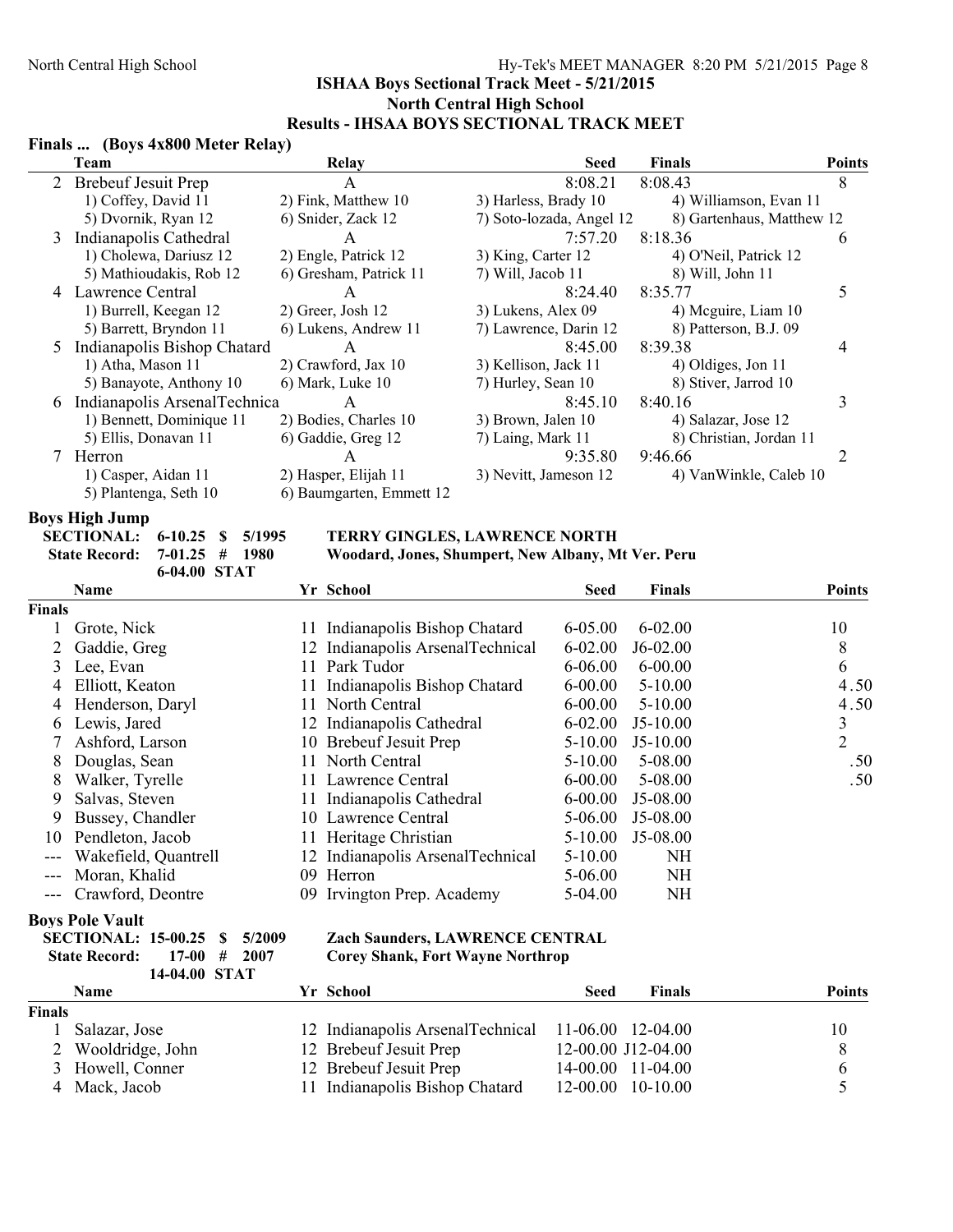**ISHAA Boys Sectional Track Meet - 5/21/2015**
**North Central High School**
**Results - IHSAA BOYS SECTIONAL TRACK MEET**

### Finals ... (Boys 4x800 Meter Relay)

| | Team | Relay | Seed | Finals | Points |
|---|---|---|---|---|---|
| 2 | Brebeuf Jesuit Prep | A | 8:08.21 | 8:08.43 | 8 |
| | 1) Coffey, David 11 | 2) Fink, Matthew 10 | 3) Harless, Brady 10 | 4) Williamson, Evan 11 | |
| | 5) Dvornik, Ryan 12 | 6) Snider, Zack 12 | 7) Soto-lozada, Angel 12 | 8) Gartenhaus, Matthew 12 | |
| 3 | Indianapolis Cathedral | A | 7:57.20 | 8:18.36 | 6 |
| | 1) Cholewa, Dariusz 12 | 2) Engle, Patrick 12 | 3) King, Carter 12 | 4) O'Neil, Patrick 12 | |
| | 5) Mathioudakis, Rob 12 | 6) Gresham, Patrick 11 | 7) Will, Jacob 11 | 8) Will, John 11 | |
| 4 | Lawrence Central | A | 8:24.40 | 8:35.77 | 5 |
| | 1) Burrell, Keegan 12 | 2) Greer, Josh 12 | 3) Lukens, Alex 09 | 4) Mcguire, Liam 10 | |
| | 5) Barrett, Bryndon 11 | 6) Lukens, Andrew 11 | 7) Lawrence, Darin 12 | 8) Patterson, B.J. 09 | |
| 5 | Indianapolis Bishop Chatard | A | 8:45.00 | 8:39.38 | 4 |
| | 1) Atha, Mason 11 | 2) Crawford, Jax 10 | 3) Kellison, Jack 11 | 4) Oldiges, Jon 11 | |
| | 5) Banayote, Anthony 10 | 6) Mark, Luke 10 | 7) Hurley, Sean 10 | 8) Stiver, Jarrod 10 | |
| 6 | Indianapolis ArsenalTechnica | A | 8:45.10 | 8:40.16 | 3 |
| | 1) Bennett, Dominique 11 | 2) Bodies, Charles 10 | 3) Brown, Jalen 10 | 4) Salazar, Jose 12 | |
| | 5) Ellis, Donavan 11 | 6) Gaddie, Greg 12 | 7) Laing, Mark 11 | 8) Christian, Jordan 11 | |
| 7 | Herron | A | 9:35.80 | 9:46.66 | 2 |
| | 1) Casper, Aidan 11 | 2) Hasper, Elijah 11 | 3) Nevitt, Jameson 12 | 4) VanWinkle, Caleb 10 | |
| | 5) Plantenga, Seth 10 | 6) Baumgarten, Emmett 12 | | | |

### Boys High Jump

**SECTIONAL: 6-10.25 $ 5/1995 TERRY GINGLES, LAWRENCE NORTH**
**State Record: 7-01.25 # 1980 Woodard, Jones, Shumpert, New Albany, Mt Ver. Peru**
**6-04.00 STAT**

| | Name | Yr | School | Seed | Finals | Points |
|---|---|---|---|---|---|---|
| **Finals** | | | | | | |
| 1 | Grote, Nick | 11 | Indianapolis Bishop Chatard | 6-05.00 | 6-02.00 | 10 |
| 2 | Gaddie, Greg | 12 | Indianapolis ArsenalTechnical | 6-02.00 | J6-02.00 | 8 |
| 3 | Lee, Evan | 11 | Park Tudor | 6-06.00 | 6-00.00 | 6 |
| 4 | Elliott, Keaton | 11 | Indianapolis Bishop Chatard | 6-00.00 | 5-10.00 | 4.50 |
| 4 | Henderson, Daryl | 11 | North Central | 6-00.00 | 5-10.00 | 4.50 |
| 6 | Lewis, Jared | 12 | Indianapolis Cathedral | 6-02.00 | J5-10.00 | 3 |
| 7 | Ashford, Larson | 10 | Brebeuf Jesuit Prep | 5-10.00 | J5-10.00 | 2 |
| 8 | Douglas, Sean | 11 | North Central | 5-10.00 | 5-08.00 | .50 |
| 8 | Walker, Tyrelle | 11 | Lawrence Central | 6-00.00 | 5-08.00 | .50 |
| 9 | Salvas, Steven | 11 | Indianapolis Cathedral | 6-00.00 | J5-08.00 | |
| 9 | Bussey, Chandler | 10 | Lawrence Central | 5-06.00 | J5-08.00 | |
| 10 | Pendleton, Jacob | 11 | Heritage Christian | 5-10.00 | J5-08.00 | |
| --- | Wakefield, Quantrell | 12 | Indianapolis ArsenalTechnical | 5-10.00 | NH | |
| --- | Moran, Khalid | 09 | Herron | 5-06.00 | NH | |
| --- | Crawford, Deontre | 09 | Irvington Prep. Academy | 5-04.00 | NH | |

### Boys Pole Vault

**SECTIONAL: 15-00.25 $ 5/2009 Zach Saunders, LAWRENCE CENTRAL**
**State Record: 17-00 # 2007 Corey Shank, Fort Wayne Northrop**
**14-04.00 STAT**

| | Name | Yr | School | Seed | Finals | Points |
|---|---|---|---|---|---|---|
| **Finals** | | | | | | |
| 1 | Salazar, Jose | 12 | Indianapolis ArsenalTechnical | 11-06.00 | 12-04.00 | 10 |
| 2 | Wooldridge, John | 12 | Brebeuf Jesuit Prep | 12-00.00 | J12-04.00 | 8 |
| 3 | Howell, Conner | 12 | Brebeuf Jesuit Prep | 14-00.00 | 11-04.00 | 6 |
| 4 | Mack, Jacob | 11 | Indianapolis Bishop Chatard | 12-00.00 | 10-10.00 | 5 |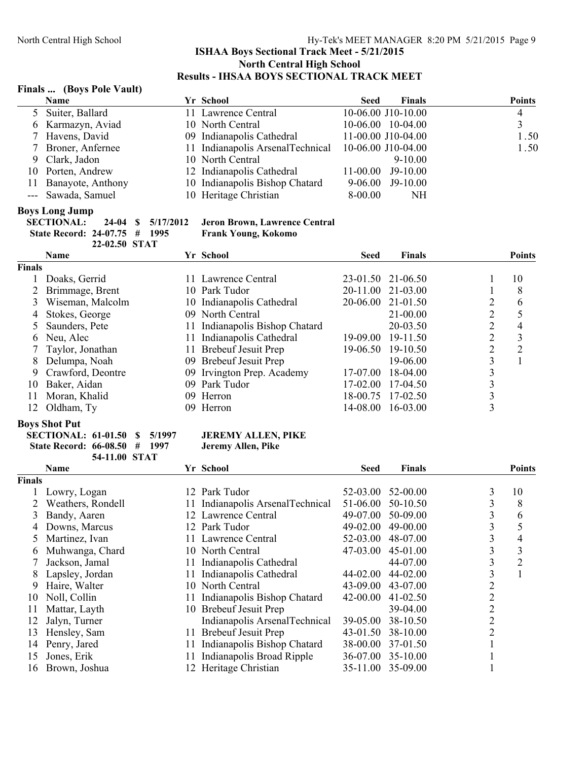**ISHAA Boys Sectional Track Meet - 5/21/2015**
**North Central High School**
**Results - IHSAA BOYS SECTIONAL TRACK MEET**

### Finals ... (Boys Pole Vault)

| | Name | Yr | School | Seed | Finals | | Points |
|---|---|---|---|---|---|---|---|
| 5 | Suiter, Ballard | 11 | Lawrence Central | 10-06.00 | J10-10.00 | | 4 |
| 6 | Karmazyn, Aviad | 10 | North Central | 10-06.00 | 10-04.00 | | 3 |
| 7 | Havens, David | 09 | Indianapolis Cathedral | 11-00.00 | J10-04.00 | | 1.50 |
| 7 | Broner, Anfernee | 11 | Indianapolis ArsenalTechnical | 10-06.00 | J10-04.00 | | 1.50 |
| 9 | Clark, Jadon | 10 | North Central | | 9-10.00 | | |
| 10 | Porten, Andrew | 12 | Indianapolis Cathedral | 11-00.00 | J9-10.00 | | |
| 11 | Banayote, Anthony | 10 | Indianapolis Bishop Chatard | 9-06.00 | J9-10.00 | | |
| --- | Sawada, Samuel | 10 | Heritage Christian | 8-00.00 | NH | | |

### Boys Long Jump

**SECTIONAL: 24-04 $ 5/17/2012 Jeron Brown, Lawrence Central**
**State Record: 24-07.75 # 1995 Frank Young, Kokomo**
**22-02.50 STAT**

| | Name | Yr | School | Seed | Finals | | Points |
|---|---|---|---|---|---|---|---|
| **Finals** | | | | | | | |
| 1 | Doaks, Gerrid | 11 | Lawrence Central | 23-01.50 | 21-06.50 | 1 | 10 |
| 2 | Brimmage, Brent | 10 | Park Tudor | 20-11.00 | 21-03.00 | 1 | 8 |
| 3 | Wiseman, Malcolm | 10 | Indianapolis Cathedral | 20-06.00 | 21-01.50 | 2 | 6 |
| 4 | Stokes, George | 09 | North Central | | 21-00.00 | 2 | 5 |
| 5 | Saunders, Pete | 11 | Indianapolis Bishop Chatard | | 20-03.50 | 2 | 4 |
| 6 | Neu, Alec | 11 | Indianapolis Cathedral | 19-09.00 | 19-11.50 | 2 | 3 |
| 7 | Taylor, Jonathan | 11 | Brebeuf Jesuit Prep | 19-06.50 | 19-10.50 | 2 | 2 |
| 8 | Delumpa, Noah | 09 | Brebeuf Jesuit Prep | | 19-06.00 | 3 | 1 |
| 9 | Crawford, Deontre | 09 | Irvington Prep. Academy | 17-07.00 | 18-04.00 | 3 | |
| 10 | Baker, Aidan | 09 | Park Tudor | 17-02.00 | 17-04.50 | 3 | |
| 11 | Moran, Khalid | 09 | Herron | 18-00.75 | 17-02.50 | 3 | |
| 12 | Oldham, Ty | 09 | Herron | 14-08.00 | 16-03.00 | 3 | |

### Boys Shot Put

**SECTIONAL: 61-01.50 $ 5/1997 JEREMY ALLEN, PIKE**
**State Record: 66-08.50 # 1997 Jeremy Allen, Pike**
**54-11.00 STAT**

| | Name | Yr | School | Seed | Finals | | Points |
|---|---|---|---|---|---|---|---|
| **Finals** | | | | | | | |
| 1 | Lowry, Logan | 12 | Park Tudor | 52-03.00 | 52-00.00 | 3 | 10 |
| 2 | Weathers, Rondell | 11 | Indianapolis ArsenalTechnical | 51-06.00 | 50-10.50 | 3 | 8 |
| 3 | Bandy, Aaren | 12 | Lawrence Central | 49-07.00 | 50-09.00 | 3 | 6 |
| 4 | Downs, Marcus | 12 | Park Tudor | 49-02.00 | 49-00.00 | 3 | 5 |
| 5 | Martinez, Ivan | 11 | Lawrence Central | 52-03.00 | 48-07.00 | 3 | 4 |
| 6 | Muhwanga, Chard | 10 | North Central | 47-03.00 | 45-01.00 | 3 | 3 |
| 7 | Jackson, Jamal | 11 | Indianapolis Cathedral | | 44-07.00 | 3 | 2 |
| 8 | Lapsley, Jordan | 11 | Indianapolis Cathedral | 44-02.00 | 44-02.00 | 3 | 1 |
| 9 | Haire, Walter | 10 | North Central | 43-09.00 | 43-07.00 | 2 | |
| 10 | Noll, Collin | 11 | Indianapolis Bishop Chatard | 42-00.00 | 41-02.50 | 2 | |
| 11 | Mattar, Layth | 10 | Brebeuf Jesuit Prep | | 39-04.00 | 2 | |
| 12 | Jalyn, Turner | | Indianapolis ArsenalTechnical | 39-05.00 | 38-10.50 | 2 | |
| 13 | Hensley, Sam | 11 | Brebeuf Jesuit Prep | 43-01.50 | 38-10.00 | 2 | |
| 14 | Penry, Jared | 11 | Indianapolis Bishop Chatard | 38-00.00 | 37-01.50 | 1 | |
| 15 | Jones, Erik | 11 | Indianapolis Broad Ripple | 36-07.00 | 35-10.00 | 1 | |
| 16 | Brown, Joshua | 12 | Heritage Christian | 35-11.00 | 35-09.00 | 1 | |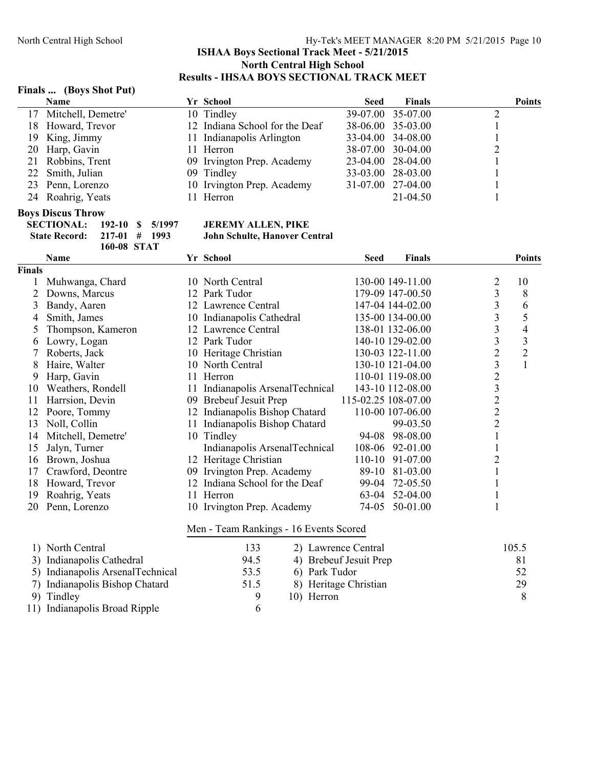## ISHAA Boys Sectional Track Meet - 5/21/2015
## North Central High School
## Results - IHSAA BOYS SECTIONAL TRACK MEET

### Finals ... (Boys Shot Put)

| | Name | Yr | School | Seed | Finals | | Points |
|---|---|---|---|---|---|---|---|
| 17 | Mitchell, Demetre' | 10 | Tindley | 39-07.00 | 35-07.00 | 2 | |
| 18 | Howard, Trevor | 12 | Indiana School for the Deaf | 38-06.00 | 35-03.00 | 1 | |
| 19 | King, Jimmy | 11 | Indianapolis Arlington | 33-04.00 | 34-08.00 | 1 | |
| 20 | Harp, Gavin | 11 | Herron | 38-07.00 | 30-04.00 | 2 | |
| 21 | Robbins, Trent | 09 | Irvington Prep. Academy | 23-04.00 | 28-04.00 | 1 | |
| 22 | Smith, Julian | 09 | Tindley | 33-03.00 | 28-03.00 | 1 | |
| 23 | Penn, Lorenzo | 10 | Irvington Prep. Academy | 31-07.00 | 27-04.00 | 1 | |
| 24 | Roahrig, Yeats | 11 | Herron | | 21-04.50 | 1 | |

### Boys Discus Throw

**SECTIONAL:** 192-10 $ 5/1997 **JEREMY ALLEN, PIKE**
**State Record:** 217-01 # 1993 **John Schulte, Hanover Central**
160-08 STAT

**Finals**

| | Name | Yr | School | Seed | Finals | | Points |
|---|---|---|---|---|---|---|---|
| 1 | Muhwanga, Chard | 10 | North Central | 130-00 | 149-11.00 | 2 | 10 |
| 2 | Downs, Marcus | 12 | Park Tudor | 179-09 | 147-00.50 | 3 | 8 |
| 3 | Bandy, Aaren | 12 | Lawrence Central | 147-04 | 144-02.00 | 3 | 6 |
| 4 | Smith, James | 10 | Indianapolis Cathedral | 135-00 | 134-00.00 | 3 | 5 |
| 5 | Thompson, Kameron | 12 | Lawrence Central | 138-01 | 132-06.00 | 3 | 4 |
| 6 | Lowry, Logan | 12 | Park Tudor | 140-10 | 129-02.00 | 3 | 3 |
| 7 | Roberts, Jack | 10 | Heritage Christian | 130-03 | 122-11.00 | 2 | 2 |
| 8 | Haire, Walter | 10 | North Central | 130-10 | 121-04.00 | 3 | 1 |
| 9 | Harp, Gavin | 11 | Herron | 110-01 | 119-08.00 | 2 | |
| 10 | Weathers, Rondell | 11 | Indianapolis ArsenalTechnical | 143-10 | 112-08.00 | 3 | |
| 11 | Harrsion, Devin | 09 | Brebeuf Jesuit Prep | 115-02.25 | 108-07.00 | 2 | |
| 12 | Poore, Tommy | 12 | Indianapolis Bishop Chatard | 110-00 | 107-06.00 | 2 | |
| 13 | Noll, Collin | 11 | Indianapolis Bishop Chatard | | 99-03.50 | 2 | |
| 14 | Mitchell, Demetre' | 10 | Tindley | 94-08 | 98-08.00 | 1 | |
| 15 | Jalyn, Turner | | Indianapolis ArsenalTechnical | 108-06 | 92-01.00 | 1 | |
| 16 | Brown, Joshua | 12 | Heritage Christian | 110-10 | 91-07.00 | 2 | |
| 17 | Crawford, Deontre | 09 | Irvington Prep. Academy | 89-10 | 81-03.00 | 1 | |
| 18 | Howard, Trevor | 12 | Indiana School for the Deaf | 99-04 | 72-05.50 | 1 | |
| 19 | Roahrig, Yeats | 11 | Herron | 63-04 | 52-04.00 | 1 | |
| 20 | Penn, Lorenzo | 10 | Irvington Prep. Academy | 74-05 | 50-01.00 | 1 | |

### Men - Team Rankings - 16 Events Scored

| | | | |
|---|---|---|---|
| 1) North Central | 133 | 2) Lawrence Central | 105.5 |
| 3) Indianapolis Cathedral | 94.5 | 4) Brebeuf Jesuit Prep | 81 |
| 5) Indianapolis ArsenalTechnical | 53.5 | 6) Park Tudor | 52 |
| 7) Indianapolis Bishop Chatard | 51.5 | 8) Heritage Christian | 29 |
| 9) Tindley | 9 | 10) Herron | 8 |
| 11) Indianapolis Broad Ripple | 6 | | |